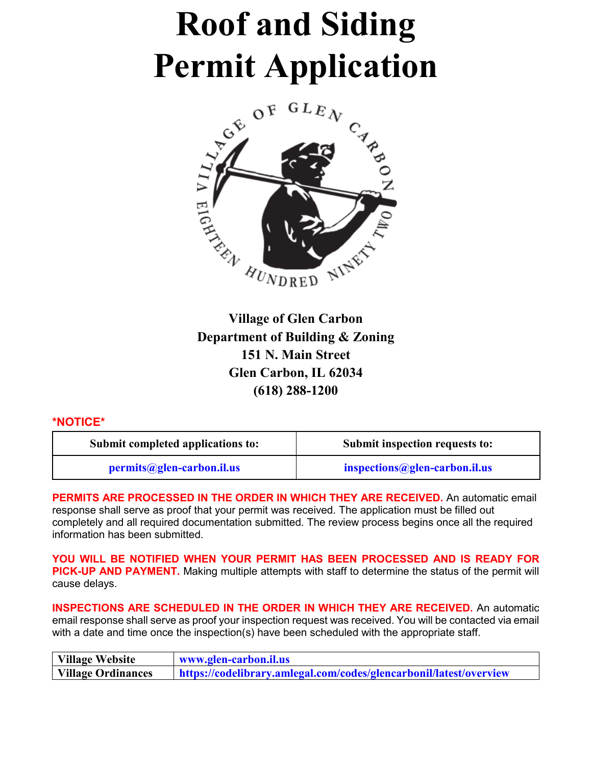# Roof and Siding Permit Application

**Village of Glen Carbon**
**Department of Building & Zoning**
**151 N. Main Street**
**Glen Carbon, IL 62034**
**(618) 288-1200**

**\*NOTICE\***

| Submit completed applications to: | Submit inspection requests to: |
|---|---|
| permits@glen-carbon.il.us | inspections@glen-carbon.il.us |

**PERMITS ARE PROCESSED IN THE ORDER IN WHICH THEY ARE RECEIVED.** An automatic email response shall serve as proof that your permit was received. The application must be filled out completely and all required documentation submitted. The review process begins once all the required information has been submitted.

**YOU WILL BE NOTIFIED WHEN YOUR PERMIT HAS BEEN PROCESSED AND IS READY FOR PICK-UP AND PAYMENT.** Making multiple attempts with staff to determine the status of the permit will cause delays.

**INSPECTIONS ARE SCHEDULED IN THE ORDER IN WHICH THEY ARE RECEIVED.** An automatic email response shall serve as proof your inspection request was received. You will be contacted via email with a date and time once the inspection(s) have been scheduled with the appropriate staff.

| | |
|---|---|
| **Village Website** | www.glen-carbon.il.us |
| **Village Ordinances** | https://codelibrary.amlegal.com/codes/glencarbonil/latest/overview |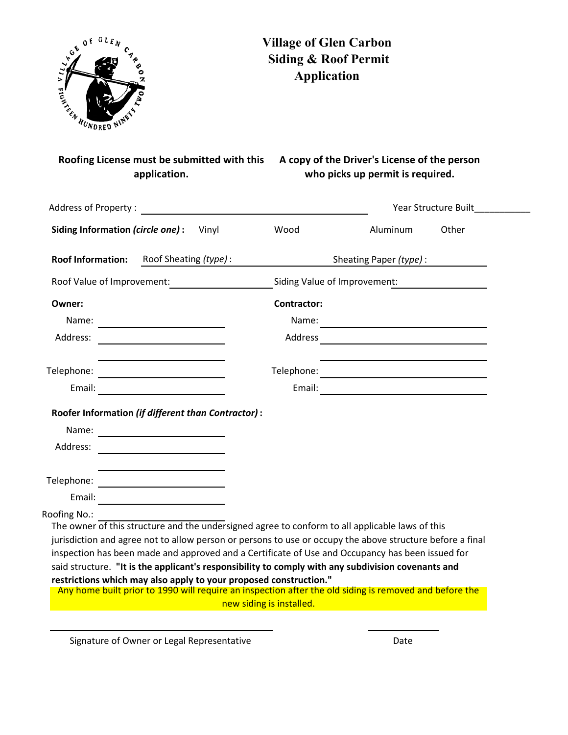# Village of Glen Carbon
## Siding & Roof Permit Application

**Roofing License must be submitted with this application.**

**A copy of the Driver's License of the person who picks up permit is required.**

Address of Property : ______________________ Year Structure Built___________

**Siding Information *(circle one)* :** Vinyl Wood Aluminum Other

**Roof Information:** Roof Sheating *(type)* : ______________ Sheating Paper *(type)* : ______________

Roof Value of Improvement: ______________ Siding Value of Improvement: ______________

**Owner:**

Name: ______________

Address: ______________

______________

Telephone: ______________

Email: ______________

**Contractor:**

Name: ______________

Address ______________

______________

Telephone: ______________

Email: ______________

**Roofer Information *(if different than Contractor)* :**

Name: ______________

Address: ______________

______________

Telephone: ______________

Email: ______________

Roofing No.: ______________

The owner of this structure and the undersigned agree to conform to all applicable laws of this jurisdiction and agree not to allow person or persons to use or occupy the above structure before a final inspection has been made and approved and a Certificate of Use and Occupancy has been issued for said structure. **"It is the applicant's responsibility to comply with any subdivision covenants and restrictions which may also apply to your proposed construction."**

Any home built prior to 1990 will require an inspection after the old siding is removed and before the new siding is installed.

______________________ ______________

Signature of Owner or Legal Representative Date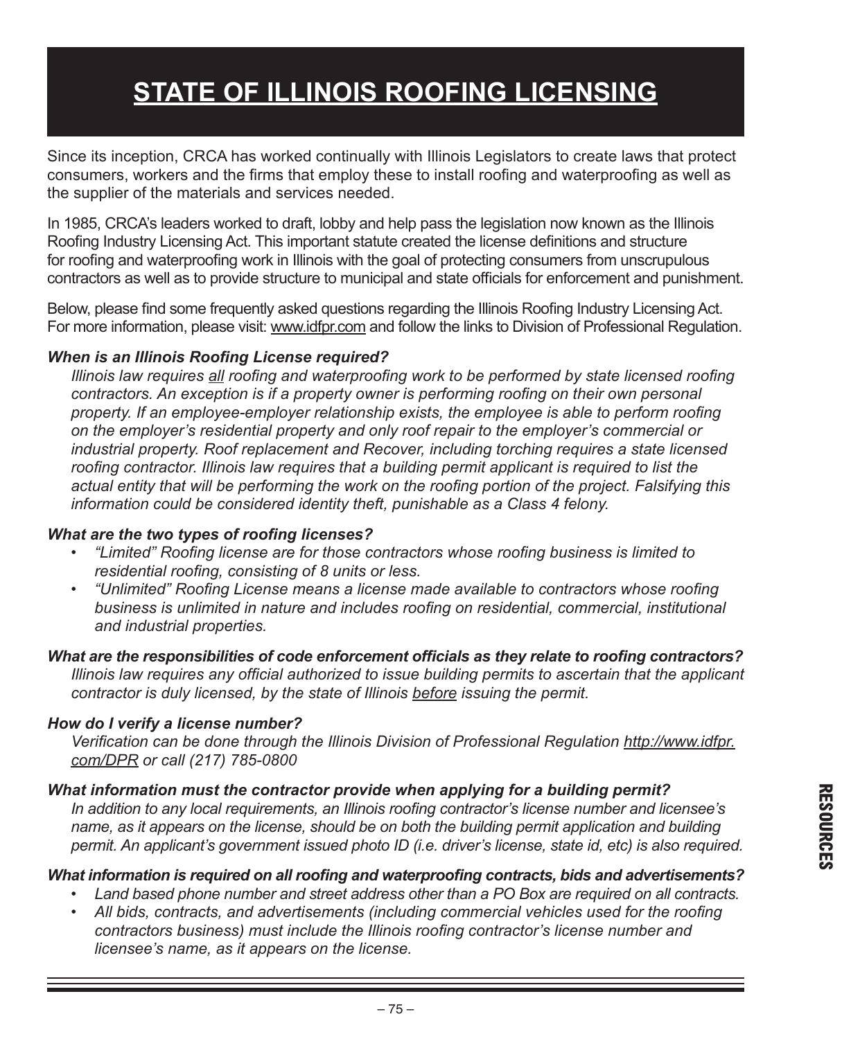# STATE OF ILLINOIS ROOFING LICENSING

Since its inception, CRCA has worked continually with Illinois Legislators to create laws that protect consumers, workers and the firms that employ these to install roofing and waterproofing as well as the supplier of the materials and services needed.

In 1985, CRCA's leaders worked to draft, lobby and help pass the legislation now known as the Illinois Roofing Industry Licensing Act. This important statute created the license definitions and structure for roofing and waterproofing work in Illinois with the goal of protecting consumers from unscrupulous contractors as well as to provide structure to municipal and state officials for enforcement and punishment.

Below, please find some frequently asked questions regarding the Illinois Roofing Industry Licensing Act. For more information, please visit: www.idfpr.com and follow the links to Division of Professional Regulation.

***When is an Illinois Roofing License required?***

*Illinois law requires all roofing and waterproofing work to be performed by state licensed roofing contractors. An exception is if a property owner is performing roofing on their own personal property. If an employee-employer relationship exists, the employee is able to perform roofing on the employer's residential property and only roof repair to the employer's commercial or industrial property. Roof replacement and Recover, including torching requires a state licensed roofing contractor. Illinois law requires that a building permit applicant is required to list the actual entity that will be performing the work on the roofing portion of the project. Falsifying this information could be considered identity theft, punishable as a Class 4 felony.*

***What are the two types of roofing licenses?***

- *"Limited" Roofing license are for those contractors whose roofing business is limited to residential roofing, consisting of 8 units or less.*
- *"Unlimited" Roofing License means a license made available to contractors whose roofing business is unlimited in nature and includes roofing on residential, commercial, institutional and industrial properties.*

***What are the responsibilities of code enforcement officials as they relate to roofing contractors?***

*Illinois law requires any official authorized to issue building permits to ascertain that the applicant contractor is duly licensed, by the state of Illinois before issuing the permit.*

***How do I verify a license number?***

*Verification can be done through the Illinois Division of Professional Regulation http://www.idfpr.com/DPR or call (217) 785-0800*

***What information must the contractor provide when applying for a building permit?***

*In addition to any local requirements, an Illinois roofing contractor's license number and licensee's name, as it appears on the license, should be on both the building permit application and building permit. An applicant's government issued photo ID (i.e. driver's license, state id, etc) is also required.*

***What information is required on all roofing and waterproofing contracts, bids and advertisements?***

- *Land based phone number and street address other than a PO Box are required on all contracts.*
- *All bids, contracts, and advertisements (including commercial vehicles used for the roofing contractors business) must include the Illinois roofing contractor's license number and licensee's name, as it appears on the license.*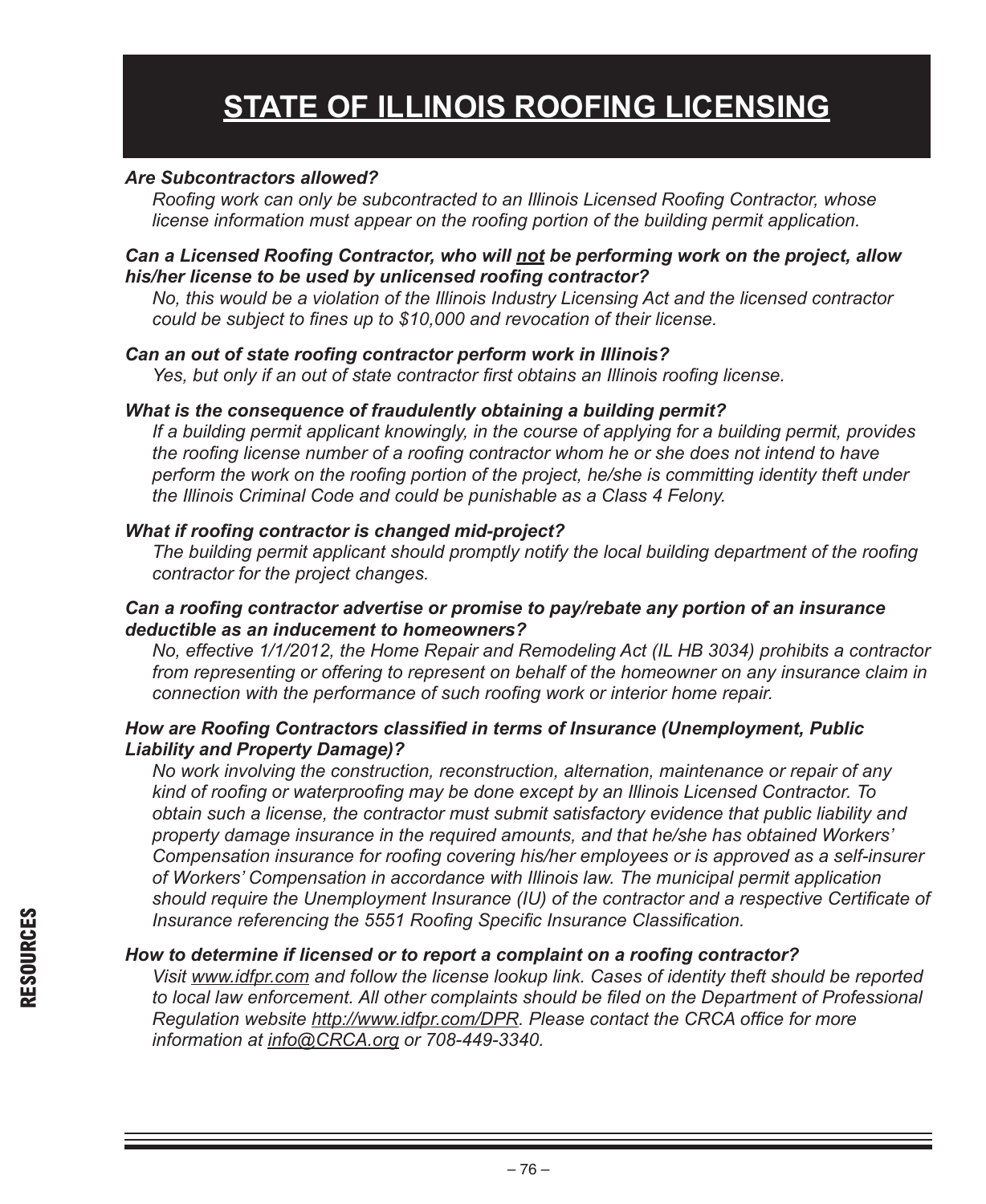# STATE OF ILLINOIS ROOFING LICENSING

***Are Subcontractors allowed?***

*Roofing work can only be subcontracted to an Illinois Licensed Roofing Contractor, whose license information must appear on the roofing portion of the building permit application.*

***Can a Licensed Roofing Contractor, who will not be performing work on the project, allow his/her license to be used by unlicensed roofing contractor?***

*No, this would be a violation of the Illinois Industry Licensing Act and the licensed contractor could be subject to fines up to $10,000 and revocation of their license.*

***Can an out of state roofing contractor perform work in Illinois?***

*Yes, but only if an out of state contractor first obtains an Illinois roofing license.*

***What is the consequence of fraudulently obtaining a building permit?***

*If a building permit applicant knowingly, in the course of applying for a building permit, provides the roofing license number of a roofing contractor whom he or she does not intend to have perform the work on the roofing portion of the project, he/she is committing identity theft under the Illinois Criminal Code and could be punishable as a Class 4 Felony.*

***What if roofing contractor is changed mid-project?***

*The building permit applicant should promptly notify the local building department of the roofing contractor for the project changes.*

***Can a roofing contractor advertise or promise to pay/rebate any portion of an insurance deductible as an inducement to homeowners?***

*No, effective 1/1/2012, the Home Repair and Remodeling Act (IL HB 3034) prohibits a contractor from representing or offering to represent on behalf of the homeowner on any insurance claim in connection with the performance of such roofing work or interior home repair.*

***How are Roofing Contractors classified in terms of Insurance (Unemployment, Public Liability and Property Damage)?***

*No work involving the construction, reconstruction, alternation, maintenance or repair of any kind of roofing or waterproofing may be done except by an Illinois Licensed Contractor. To obtain such a license, the contractor must submit satisfactory evidence that public liability and property damage insurance in the required amounts, and that he/she has obtained Workers' Compensation insurance for roofing covering his/her employees or is approved as a self-insurer of Workers' Compensation in accordance with Illinois law. The municipal permit application should require the Unemployment Insurance (IU) of the contractor and a respective Certificate of Insurance referencing the 5551 Roofing Specific Insurance Classification.*

***How to determine if licensed or to report a complaint on a roofing contractor?***

*Visit www.idfpr.com and follow the license lookup link. Cases of identity theft should be reported to local law enforcement. All other complaints should be filed on the Department of Professional Regulation website http://www.idfpr.com/DPR. Please contact the CRCA office for more information at info@CRCA.org or 708-449-3340.*